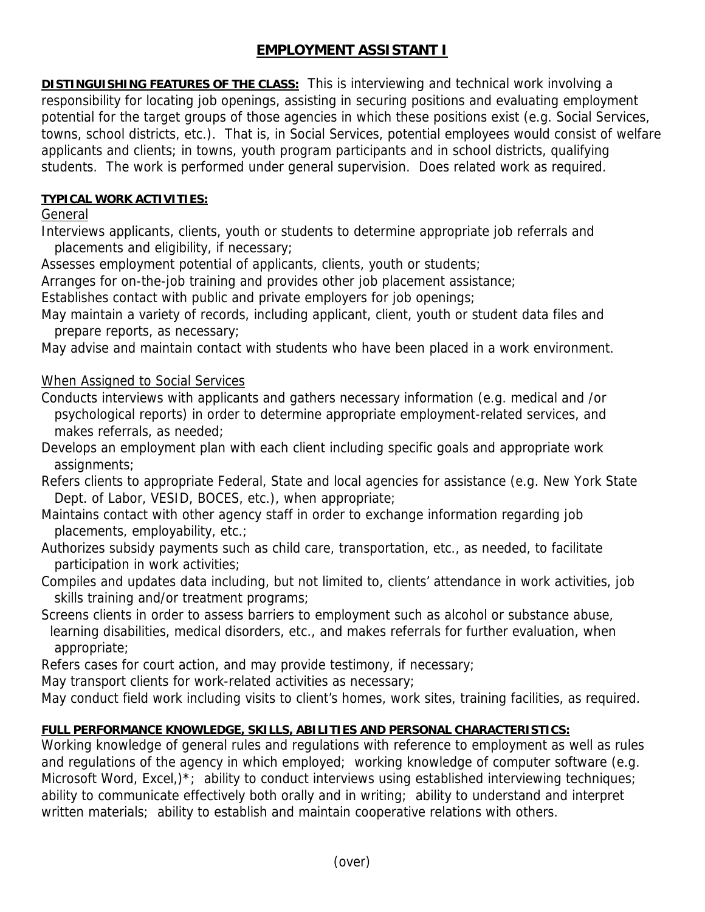# EMPLOYMENT ASSISTANT I

**DISTINGUISHING FEATURES OF THE CLASS:** This is interviewing and technical work involving a responsibility for locating job openings, assisting in securing positions and evaluating employment potential for the target groups of those agencies in which these positions exist (e.g. Social Services, towns, school districts, etc.). That is, in Social Services, potential employees would consist of welfare applicants and clients; in towns, youth program participants and in school districts, qualifying students. The work is performed under general supervision. Does related work as required.

**TYPICAL WORK ACTIVITIES:**

General

Interviews applicants, clients, youth or students to determine appropriate job referrals and placements and eligibility, if necessary;
Assesses employment potential of applicants, clients, youth or students;
Arranges for on-the-job training and provides other job placement assistance;
Establishes contact with public and private employers for job openings;
May maintain a variety of records, including applicant, client, youth or student data files and prepare reports, as necessary;
May advise and maintain contact with students who have been placed in a work environment.

When Assigned to Social Services

Conducts interviews with applicants and gathers necessary information (e.g. medical and /or psychological reports) in order to determine appropriate employment-related services, and makes referrals, as needed;
Develops an employment plan with each client including specific goals and appropriate work assignments;
Refers clients to appropriate Federal, State and local agencies for assistance (e.g. New York State Dept. of Labor, VESID, BOCES, etc.), when appropriate;
Maintains contact with other agency staff in order to exchange information regarding job placements, employability, etc.;
Authorizes subsidy payments such as child care, transportation, etc., as needed, to facilitate participation in work activities;
Compiles and updates data including, but not limited to, clients' attendance in work activities, job skills training and/or treatment programs;
Screens clients in order to assess barriers to employment such as alcohol or substance abuse, learning disabilities, medical disorders, etc., and makes referrals for further evaluation, when appropriate;
Refers cases for court action, and may provide testimony, if necessary;
May transport clients for work-related activities as necessary;
May conduct field work including visits to client's homes, work sites, training facilities, as required.

**FULL PERFORMANCE KNOWLEDGE, SKILLS, ABILITIES AND PERSONAL CHARACTERISTICS:**

Working knowledge of general rules and regulations with reference to employment as well as rules and regulations of the agency in which employed; working knowledge of computer software (e.g. Microsoft Word, Excel,)*; ability to conduct interviews using established interviewing techniques; ability to communicate effectively both orally and in writing; ability to understand and interpret written materials; ability to establish and maintain cooperative relations with others.

(over)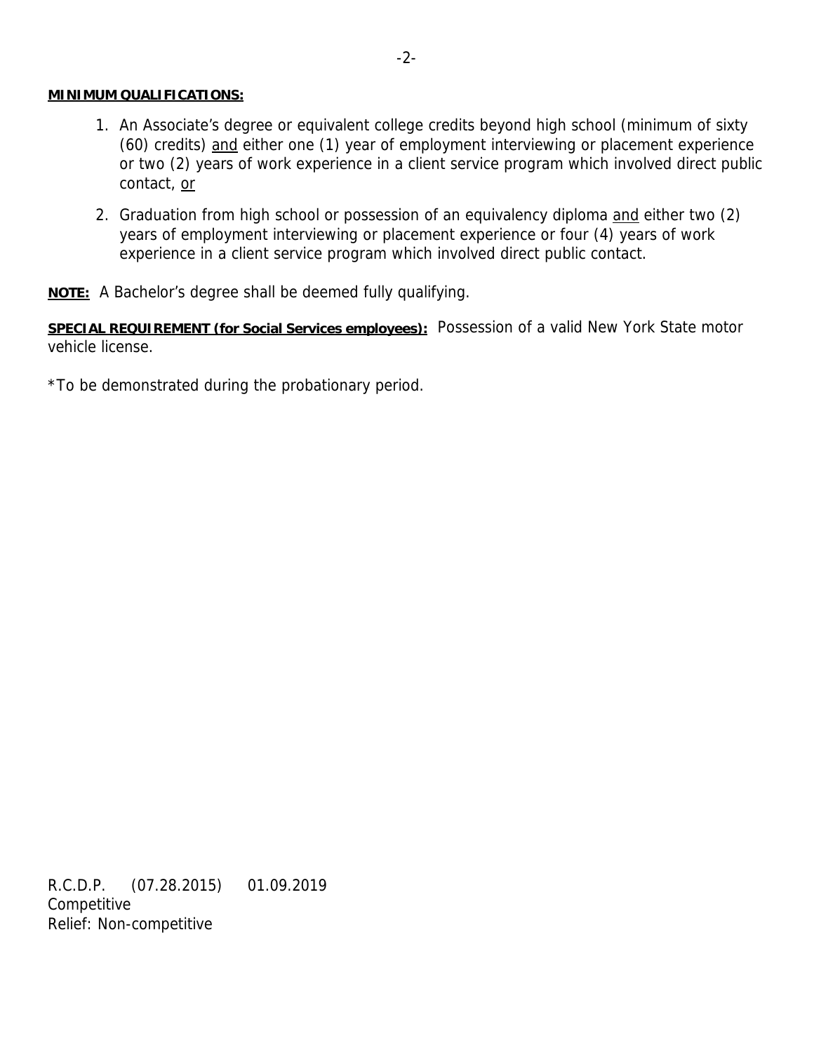**MINIMUM QUALIFICATIONS:**

1. An Associate's degree or equivalent college credits beyond high school (minimum of sixty (60) credits) <u>and</u> either one (1) year of employment interviewing or placement experience or two (2) years of work experience in a client service program which involved direct public contact, <u>or</u>

2. Graduation from high school or possession of an equivalency diploma <u>and</u> either two (2) years of employment interviewing or placement experience or four (4) years of work experience in a client service program which involved direct public contact.

**NOTE:** A Bachelor's degree shall be deemed fully qualifying.

**SPECIAL REQUIREMENT (for Social Services employees):** Possession of a valid New York State motor vehicle license.

*To be demonstrated during the probationary period.

R.C.D.P. (07.28.2015) 01.09.2019
Competitive
Relief: Non-competitive